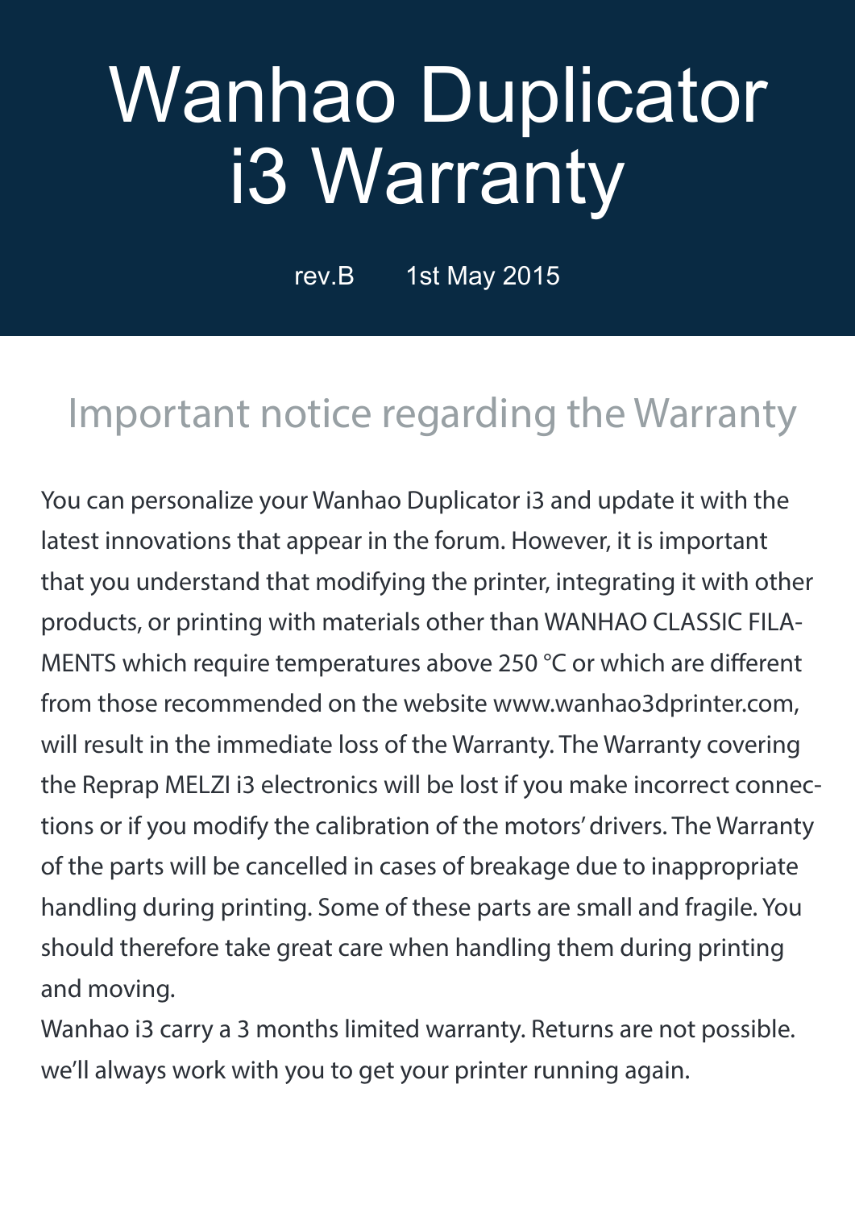# Wanhao Duplicator i3 Warranty

rev.B 1st May 2015

## Important notice regarding the Warranty

You can personalize your Wanhao Duplicator i3 and update it with the latest innovations that appear in the forum. However, it is important that you understand that modifying the printer, integrating it with other products, or printing with materials other than WANHAO CLASSIC FILAMENTS which require temperatures above 250 °C or which are different from those recommended on the website www.wanhao3dprinter.com, will result in the immediate loss of the Warranty. The Warranty covering the Reprap MELZI i3 electronics will be lost if you make incorrect connections or if you modify the calibration of the motors' drivers. The Warranty of the parts will be cancelled in cases of breakage due to inappropriate handling during printing. Some of these parts are small and fragile. You should therefore take great care when handling them during printing and moving.

Wanhao i3 carry a 3 months limited warranty. Returns are not possible. we'll always work with you to get your printer running again.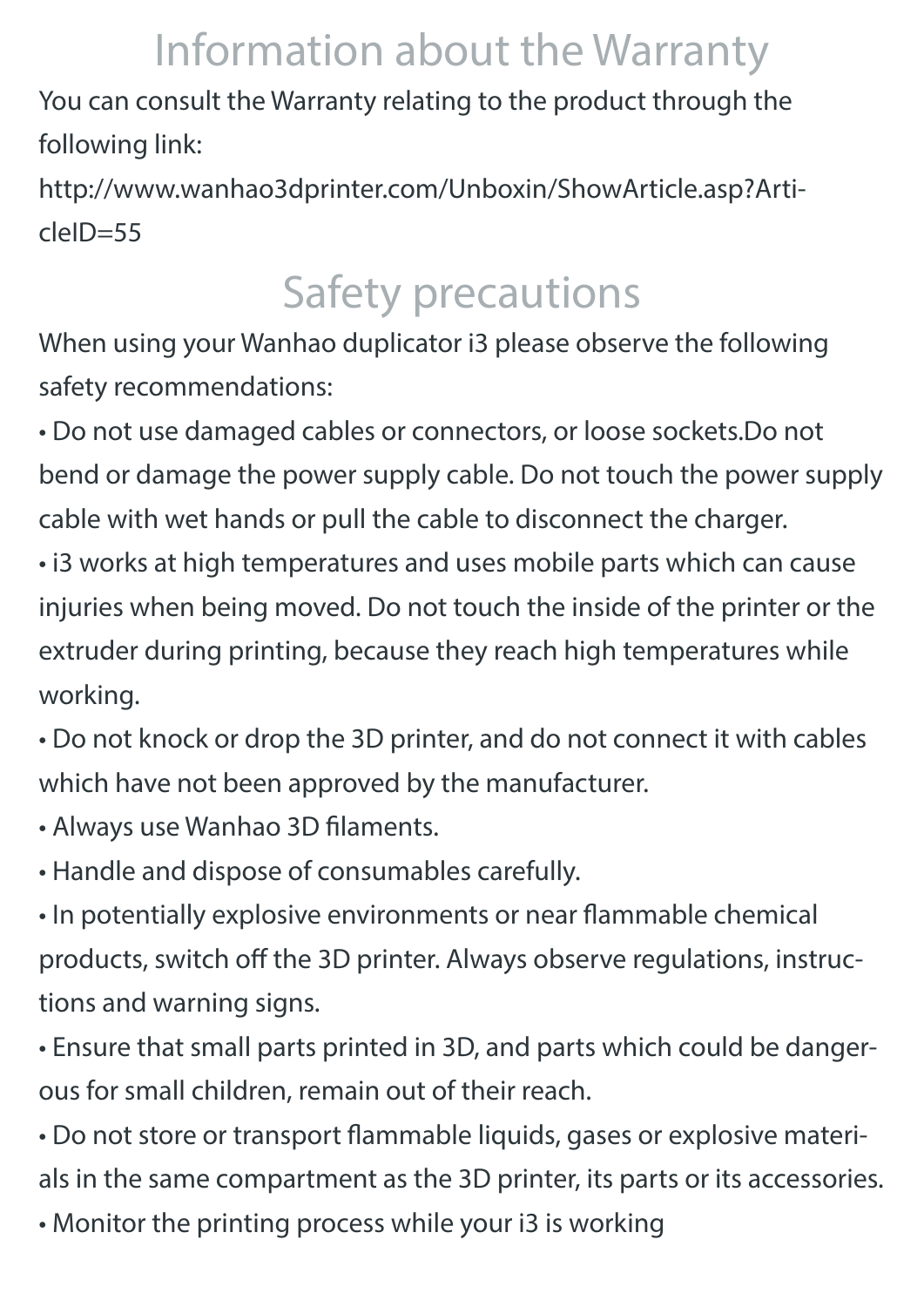# Information about the Warranty

You can consult the Warranty relating to the product through the following link:

http://www.wanhao3dprinter.com/Unboxin/ShowArticle.asp?ArticleID=55

# Safety precautions

When using your Wanhao duplicator i3 please observe the following safety recommendations:

- Do not use damaged cables or connectors, or loose sockets.Do not bend or damage the power supply cable. Do not touch the power supply cable with wet hands or pull the cable to disconnect the charger.
- i3 works at high temperatures and uses mobile parts which can cause injuries when being moved. Do not touch the inside of the printer or the extruder during printing, because they reach high temperatures while working.
- Do not knock or drop the 3D printer, and do not connect it with cables which have not been approved by the manufacturer.
- Always use Wanhao 3D filaments.
- Handle and dispose of consumables carefully.
- In potentially explosive environments or near flammable chemical products, switch off the 3D printer. Always observe regulations, instructions and warning signs.
- Ensure that small parts printed in 3D, and parts which could be dangerous for small children, remain out of their reach.
- Do not store or transport flammable liquids, gases or explosive materials in the same compartment as the 3D printer, its parts or its accessories.
- Monitor the printing process while your i3 is working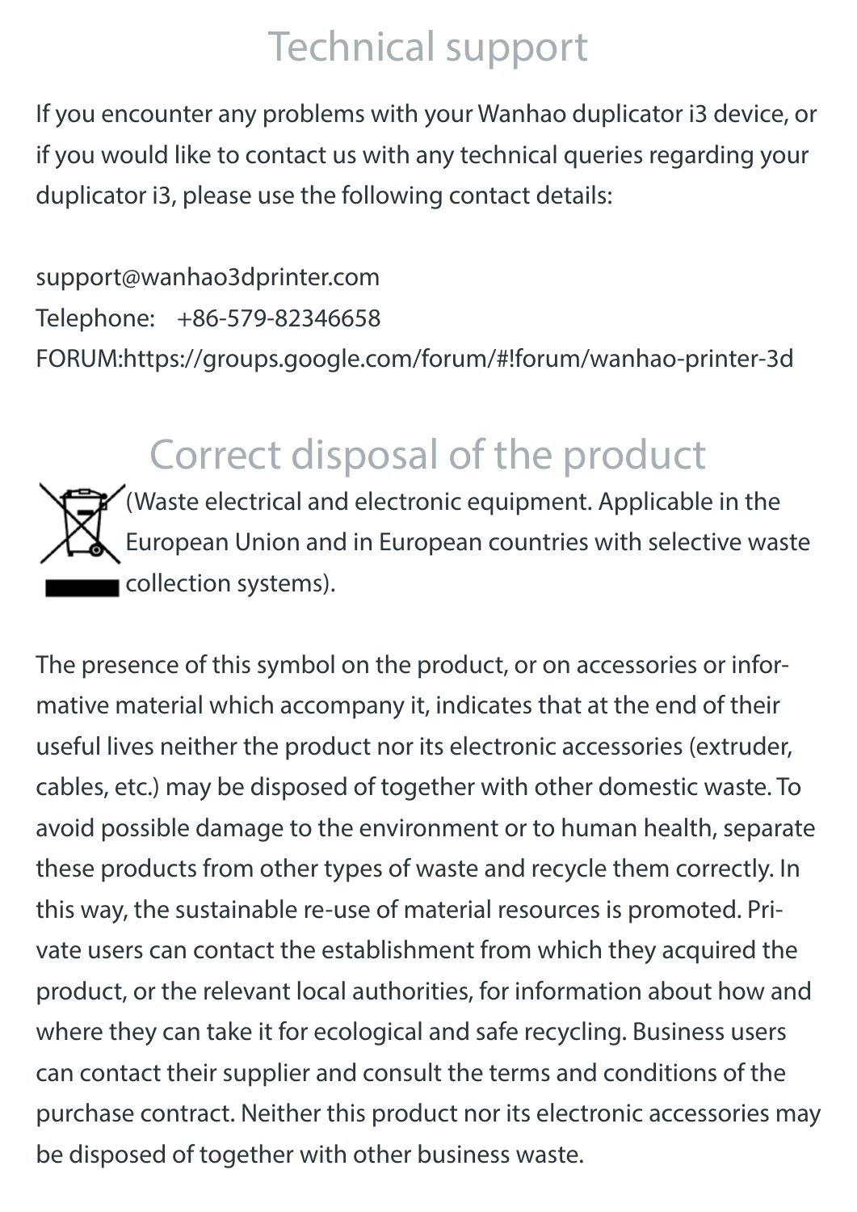# Technical support

If you encounter any problems with your Wanhao duplicator i3 device, or if you would like to contact us with any technical queries regarding your duplicator i3, please use the following contact details:

support@wanhao3dprinter.com
Telephone: +86-579-82346658
FORUM:https://groups.google.com/forum/#!forum/wanhao-printer-3d

# Correct disposal of the product

(Waste electrical and electronic equipment. Applicable in the European Union and in European countries with selective waste collection systems).

The presence of this symbol on the product, or on accessories or informative material which accompany it, indicates that at the end of their useful lives neither the product nor its electronic accessories (extruder, cables, etc.) may be disposed of together with other domestic waste. To avoid possible damage to the environment or to human health, separate these products from other types of waste and recycle them correctly. In this way, the sustainable re-use of material resources is promoted. Private users can contact the establishment from which they acquired the product, or the relevant local authorities, for information about how and where they can take it for ecological and safe recycling. Business users can contact their supplier and consult the terms and conditions of the purchase contract. Neither this product nor its electronic accessories may be disposed of together with other business waste.